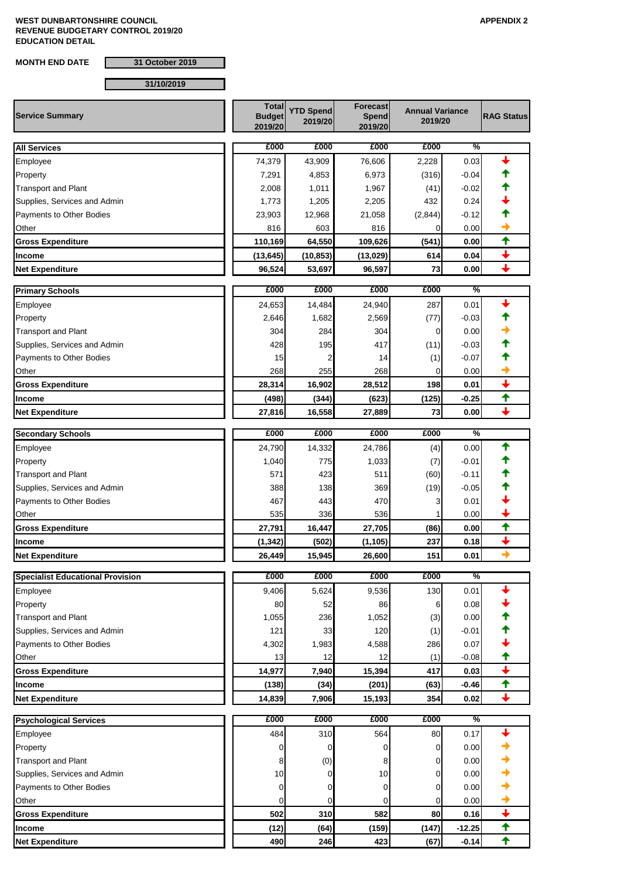**WEST DUNBARTONSHIRE COUNCIL**
**REVENUE BUDGETARY CONTROL 2019/20**
**EDUCATION DETAIL**

**APPENDIX 2**

**MONTH END DATE** 31 October 2019

31/10/2019

| Service Summary | Total Budget 2019/20 | YTD Spend 2019/20 | Forecast Spend 2019/20 | Annual Variance 2019/20 | | RAG Status |
|---|---|---|---|---|---|---|
| **All Services** | £000 | £000 | £000 | £000 | % | |
| Employee | 74,379 | 43,909 | 76,606 | 2,228 | 0.03 | ↓ |
| Property | 7,291 | 4,853 | 6,973 | (316) | -0.04 | ↑ |
| Transport and Plant | 2,008 | 1,011 | 1,967 | (41) | -0.02 | ↑ |
| Supplies, Services and Admin | 1,773 | 1,205 | 2,205 | 432 | 0.24 | ↓ |
| Payments to Other Bodies | 23,903 | 12,968 | 21,058 | (2,844) | -0.12 | ↑ |
| Other | 816 | 603 | 816 | 0 | 0.00 | → |
| **Gross Expenditure** | **110,169** | **64,550** | **109,626** | **(541)** | **0.00** | ↑ |
| **Income** | **(13,645)** | **(10,853)** | **(13,029)** | **614** | **0.04** | ↓ |
| **Net Expenditure** | **96,524** | **53,697** | **96,597** | **73** | **0.00** | ↓ |
| **Primary Schools** | £000 | £000 | £000 | £000 | % | |
| Employee | 24,653 | 14,484 | 24,940 | 287 | 0.01 | ↓ |
| Property | 2,646 | 1,682 | 2,569 | (77) | -0.03 | ↑ |
| Transport and Plant | 304 | 284 | 304 | 0 | 0.00 | → |
| Supplies, Services and Admin | 428 | 195 | 417 | (11) | -0.03 | ↑ |
| Payments to Other Bodies | 15 | 2 | 14 | (1) | -0.07 | ↑ |
| Other | 268 | 255 | 268 | 0 | 0.00 | → |
| **Gross Expenditure** | **28,314** | **16,902** | **28,512** | **198** | **0.01** | ↓ |
| **Income** | **(498)** | **(344)** | **(623)** | **(125)** | **-0.25** | ↑ |
| **Net Expenditure** | **27,816** | **16,558** | **27,889** | **73** | **0.00** | ↓ |
| **Secondary Schools** | £000 | £000 | £000 | £000 | % | |
| Employee | 24,790 | 14,332 | 24,786 | (4) | 0.00 | ↑ |
| Property | 1,040 | 775 | 1,033 | (7) | -0.01 | ↑ |
| Transport and Plant | 571 | 423 | 511 | (60) | -0.11 | ↑ |
| Supplies, Services and Admin | 388 | 138 | 369 | (19) | -0.05 | ↑ |
| Payments to Other Bodies | 467 | 443 | 470 | 3 | 0.01 | ↓ |
| Other | 535 | 336 | 536 | 1 | 0.00 | ↓ |
| **Gross Expenditure** | **27,791** | **16,447** | **27,705** | **(86)** | **0.00** | ↑ |
| **Income** | **(1,342)** | **(502)** | **(1,105)** | **237** | **0.18** | ↓ |
| **Net Expenditure** | **26,449** | **15,945** | **26,600** | **151** | **0.01** | → |
| **Specialist Educational Provision** | £000 | £000 | £000 | £000 | % | |
| Employee | 9,406 | 5,624 | 9,536 | 130 | 0.01 | ↓ |
| Property | 80 | 52 | 86 | 6 | 0.08 | ↓ |
| Transport and Plant | 1,055 | 236 | 1,052 | (3) | 0.00 | ↑ |
| Supplies, Services and Admin | 121 | 33 | 120 | (1) | -0.01 | ↑ |
| Payments to Other Bodies | 4,302 | 1,983 | 4,588 | 286 | 0.07 | ↓ |
| Other | 13 | 12 | 12 | (1) | -0.08 | ↑ |
| **Gross Expenditure** | **14,977** | **7,940** | **15,394** | **417** | **0.03** | ↓ |
| **Income** | **(138)** | **(34)** | **(201)** | **(63)** | **-0.46** | ↑ |
| **Net Expenditure** | **14,839** | **7,906** | **15,193** | **354** | **0.02** | ↓ |
| **Psychological Services** | £000 | £000 | £000 | £000 | % | |
| Employee | 484 | 310 | 564 | 80 | 0.17 | ↓ |
| Property | 0 | 0 | 0 | 0 | 0.00 | → |
| Transport and Plant | 8 | (0) | 8 | 0 | 0.00 | → |
| Supplies, Services and Admin | 10 | 0 | 10 | 0 | 0.00 | → |
| Payments to Other Bodies | 0 | 0 | 0 | 0 | 0.00 | → |
| Other | 0 | 0 | 0 | 0 | 0.00 | → |
| **Gross Expenditure** | **502** | **310** | **582** | **80** | **0.16** | ↓ |
| **Income** | **(12)** | **(64)** | **(159)** | **(147)** | **-12.25** | ↑ |
| **Net Expenditure** | **490** | **246** | **423** | **(67)** | **-0.14** | ↑ |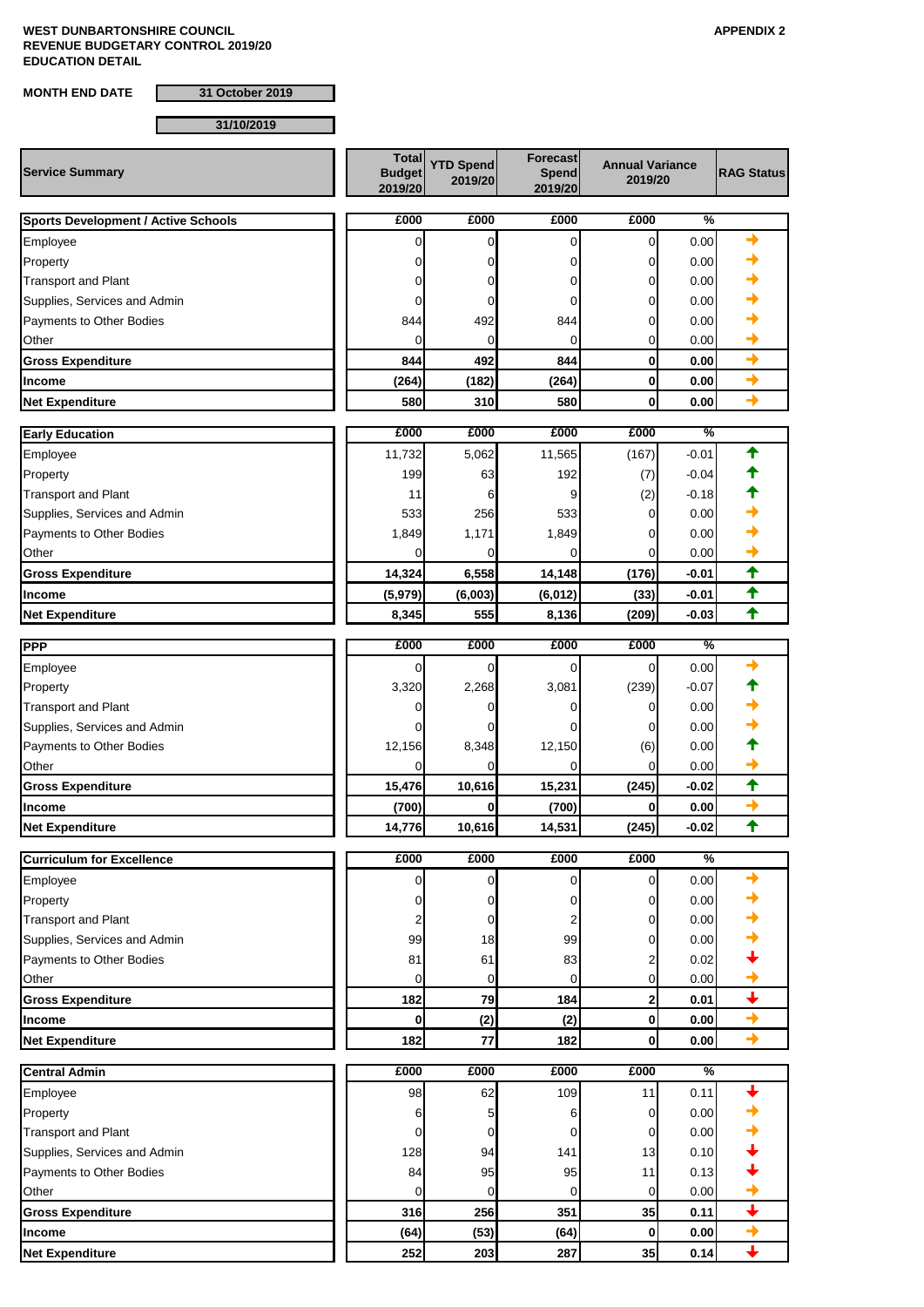**WEST DUNBARTONSHIRE COUNCIL**
**REVENUE BUDGETARY CONTROL 2019/20**
**EDUCATION DETAIL**

**APPENDIX 2**

**MONTH END DATE** 31 October 2019

31/10/2019

| Service Summary | Total Budget 2019/20 | YTD Spend 2019/20 | Forecast Spend 2019/20 | Annual Variance 2019/20 | | RAG Status |
|---|---|---|---|---|---|---|
| **Sports Development / Active Schools** | **£000** | **£000** | **£000** | **£000** | **%** | |
| Employee | 0 | 0 | 0 | 0 | 0.00 | → |
| Property | 0 | 0 | 0 | 0 | 0.00 | → |
| Transport and Plant | 0 | 0 | 0 | 0 | 0.00 | → |
| Supplies, Services and Admin | 0 | 0 | 0 | 0 | 0.00 | → |
| Payments to Other Bodies | 844 | 492 | 844 | 0 | 0.00 | → |
| Other | 0 | 0 | 0 | 0 | 0.00 | → |
| **Gross Expenditure** | **844** | **492** | **844** | **0** | **0.00** | → |
| **Income** | **(264)** | **(182)** | **(264)** | **0** | **0.00** | → |
| **Net Expenditure** | **580** | **310** | **580** | **0** | **0.00** | → |
| **Early Education** | **£000** | **£000** | **£000** | **£000** | **%** | |
| Employee | 11,732 | 5,062 | 11,565 | (167) | -0.01 | ↑ |
| Property | 199 | 63 | 192 | (7) | -0.04 | ↑ |
| Transport and Plant | 11 | 6 | 9 | (2) | -0.18 | ↑ |
| Supplies, Services and Admin | 533 | 256 | 533 | 0 | 0.00 | → |
| Payments to Other Bodies | 1,849 | 1,171 | 1,849 | 0 | 0.00 | → |
| Other | 0 | 0 | 0 | 0 | 0.00 | → |
| **Gross Expenditure** | **14,324** | **6,558** | **14,148** | **(176)** | **-0.01** | ↑ |
| **Income** | **(5,979)** | **(6,003)** | **(6,012)** | **(33)** | **-0.01** | ↑ |
| **Net Expenditure** | **8,345** | **555** | **8,136** | **(209)** | **-0.03** | ↑ |
| **PPP** | **£000** | **£000** | **£000** | **£000** | **%** | |
| Employee | 0 | 0 | 0 | 0 | 0.00 | → |
| Property | 3,320 | 2,268 | 3,081 | (239) | -0.07 | ↑ |
| Transport and Plant | 0 | 0 | 0 | 0 | 0.00 | → |
| Supplies, Services and Admin | 0 | 0 | 0 | 0 | 0.00 | → |
| Payments to Other Bodies | 12,156 | 8,348 | 12,150 | (6) | 0.00 | ↑ |
| Other | 0 | 0 | 0 | 0 | 0.00 | → |
| **Gross Expenditure** | **15,476** | **10,616** | **15,231** | **(245)** | **-0.02** | ↑ |
| **Income** | **(700)** | **0** | **(700)** | **0** | **0.00** | → |
| **Net Expenditure** | **14,776** | **10,616** | **14,531** | **(245)** | **-0.02** | ↑ |
| **Curriculum for Excellence** | **£000** | **£000** | **£000** | **£000** | **%** | |
| Employee | 0 | 0 | 0 | 0 | 0.00 | → |
| Property | 0 | 0 | 0 | 0 | 0.00 | → |
| Transport and Plant | 2 | 0 | 2 | 0 | 0.00 | → |
| Supplies, Services and Admin | 99 | 18 | 99 | 0 | 0.00 | → |
| Payments to Other Bodies | 81 | 61 | 83 | 2 | 0.02 | ↓ |
| Other | 0 | 0 | 0 | 0 | 0.00 | → |
| **Gross Expenditure** | **182** | **79** | **184** | **2** | **0.01** | ↓ |
| **Income** | **0** | **(2)** | **(2)** | **0** | **0.00** | → |
| **Net Expenditure** | **182** | **77** | **182** | **0** | **0.00** | → |
| **Central Admin** | **£000** | **£000** | **£000** | **£000** | **%** | |
| Employee | 98 | 62 | 109 | 11 | 0.11 | ↓ |
| Property | 6 | 5 | 6 | 0 | 0.00 | → |
| Transport and Plant | 0 | 0 | 0 | 0 | 0.00 | → |
| Supplies, Services and Admin | 128 | 94 | 141 | 13 | 0.10 | ↓ |
| Payments to Other Bodies | 84 | 95 | 95 | 11 | 0.13 | ↓ |
| Other | 0 | 0 | 0 | 0 | 0.00 | → |
| **Gross Expenditure** | **316** | **256** | **351** | **35** | **0.11** | ↓ |
| **Income** | **(64)** | **(53)** | **(64)** | **0** | **0.00** | → |
| **Net Expenditure** | **252** | **203** | **287** | **35** | **0.14** | ↓ |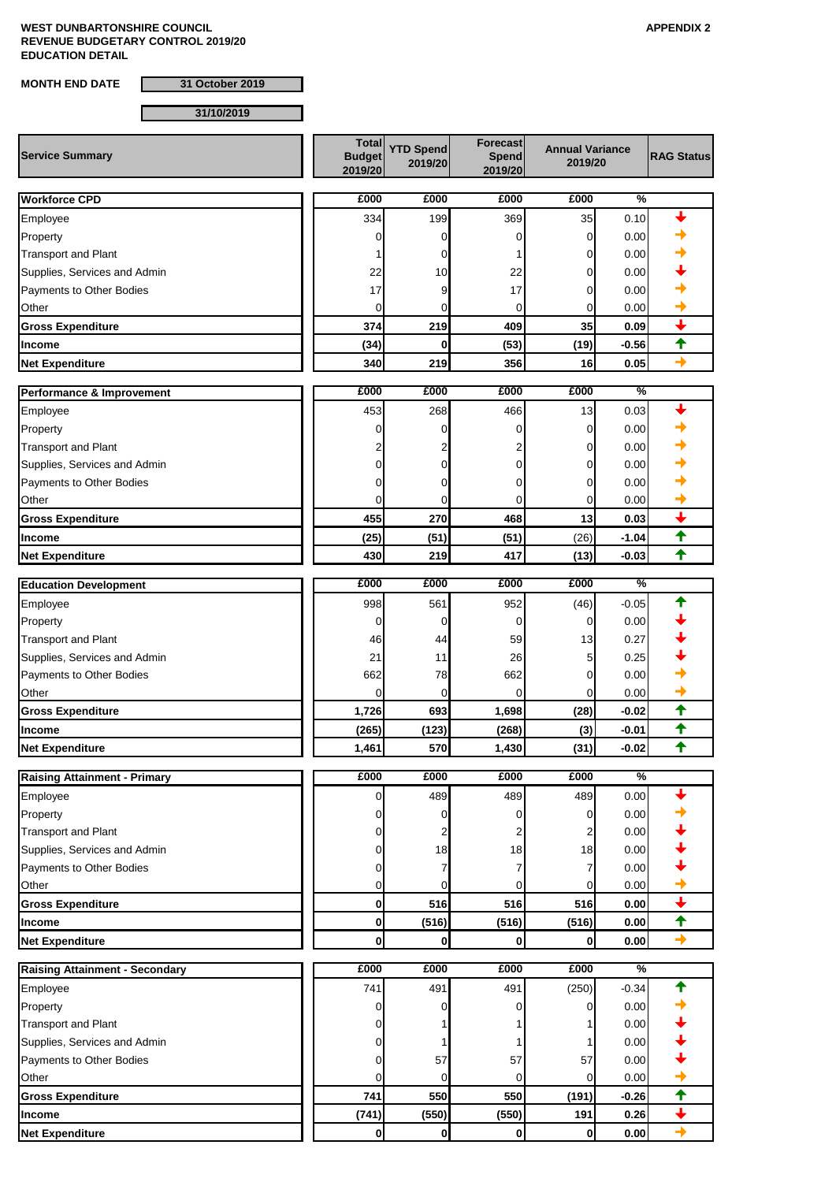**WEST DUNBARTONSHIRE COUNCIL**
**REVENUE BUDGETARY CONTROL 2019/20**
**EDUCATION DETAIL**

**APPENDIX 2**

**MONTH END DATE** 31 October 2019

31/10/2019

| Service Summary | Total Budget 2019/20 | YTD Spend 2019/20 | Forecast Spend 2019/20 | Annual Variance 2019/20 | | RAG Status |
|---|---|---|---|---|---|---|
| **Workforce CPD** | £000 | £000 | £000 | £000 | % | |
| Employee | 334 | 199 | 369 | 35 | 0.10 | ↓ |
| Property | 0 | 0 | 0 | 0 | 0.00 | → |
| Transport and Plant | 1 | 0 | 1 | 0 | 0.00 | → |
| Supplies, Services and Admin | 22 | 10 | 22 | 0 | 0.00 | ↓ |
| Payments to Other Bodies | 17 | 9 | 17 | 0 | 0.00 | → |
| Other | 0 | 0 | 0 | 0 | 0.00 | → |
| **Gross Expenditure** | **374** | **219** | **409** | **35** | **0.09** | ↓ |
| **Income** | **(34)** | **0** | **(53)** | **(19)** | **-0.56** | ↑ |
| **Net Expenditure** | **340** | **219** | **356** | **16** | **0.05** | → |
| **Performance & Improvement** | £000 | £000 | £000 | £000 | % | |
| Employee | 453 | 268 | 466 | 13 | 0.03 | ↓ |
| Property | 0 | 0 | 0 | 0 | 0.00 | → |
| Transport and Plant | 2 | 2 | 2 | 0 | 0.00 | → |
| Supplies, Services and Admin | 0 | 0 | 0 | 0 | 0.00 | → |
| Payments to Other Bodies | 0 | 0 | 0 | 0 | 0.00 | → |
| Other | 0 | 0 | 0 | 0 | 0.00 | → |
| **Gross Expenditure** | **455** | **270** | **468** | **13** | **0.03** | ↓ |
| **Income** | **(25)** | **(51)** | **(51)** | (26) | **-1.04** | ↑ |
| **Net Expenditure** | **430** | **219** | **417** | **(13)** | **-0.03** | ↑ |
| **Education Development** | £000 | £000 | £000 | £000 | % | |
| Employee | 998 | 561 | 952 | (46) | -0.05 | ↑ |
| Property | 0 | 0 | 0 | 0 | 0.00 | ↓ |
| Transport and Plant | 46 | 44 | 59 | 13 | 0.27 | ↓ |
| Supplies, Services and Admin | 21 | 11 | 26 | 5 | 0.25 | ↓ |
| Payments to Other Bodies | 662 | 78 | 662 | 0 | 0.00 | → |
| Other | 0 | 0 | 0 | 0 | 0.00 | → |
| **Gross Expenditure** | **1,726** | **693** | **1,698** | **(28)** | **-0.02** | ↑ |
| **Income** | **(265)** | **(123)** | **(268)** | **(3)** | **-0.01** | ↑ |
| **Net Expenditure** | **1,461** | **570** | **1,430** | **(31)** | **-0.02** | ↑ |
| **Raising Attainment - Primary** | £000 | £000 | £000 | £000 | % | |
| Employee | 0 | 489 | 489 | 489 | 0.00 | ↓ |
| Property | 0 | 0 | 0 | 0 | 0.00 | → |
| Transport and Plant | 0 | 2 | 2 | 2 | 0.00 | ↓ |
| Supplies, Services and Admin | 0 | 18 | 18 | 18 | 0.00 | ↓ |
| Payments to Other Bodies | 0 | 7 | 7 | 7 | 0.00 | ↓ |
| Other | 0 | 0 | 0 | 0 | 0.00 | → |
| **Gross Expenditure** | **0** | **516** | **516** | **516** | **0.00** | ↓ |
| **Income** | **0** | **(516)** | **(516)** | **(516)** | **0.00** | ↑ |
| **Net Expenditure** | **0** | **0** | **0** | **0** | **0.00** | → |
| **Raising Attainment - Secondary** | £000 | £000 | £000 | £000 | % | |
| Employee | 741 | 491 | 491 | (250) | -0.34 | ↑ |
| Property | 0 | 0 | 0 | 0 | 0.00 | → |
| Transport and Plant | 0 | 1 | 1 | 1 | 0.00 | ↓ |
| Supplies, Services and Admin | 0 | 1 | 1 | 1 | 0.00 | ↓ |
| Payments to Other Bodies | 0 | 57 | 57 | 57 | 0.00 | ↓ |
| Other | 0 | 0 | 0 | 0 | 0.00 | → |
| **Gross Expenditure** | **741** | **550** | **550** | **(191)** | **-0.26** | ↑ |
| **Income** | **(741)** | **(550)** | **(550)** | **191** | **0.26** | ↓ |
| **Net Expenditure** | **0** | **0** | **0** | **0** | **0.00** | → |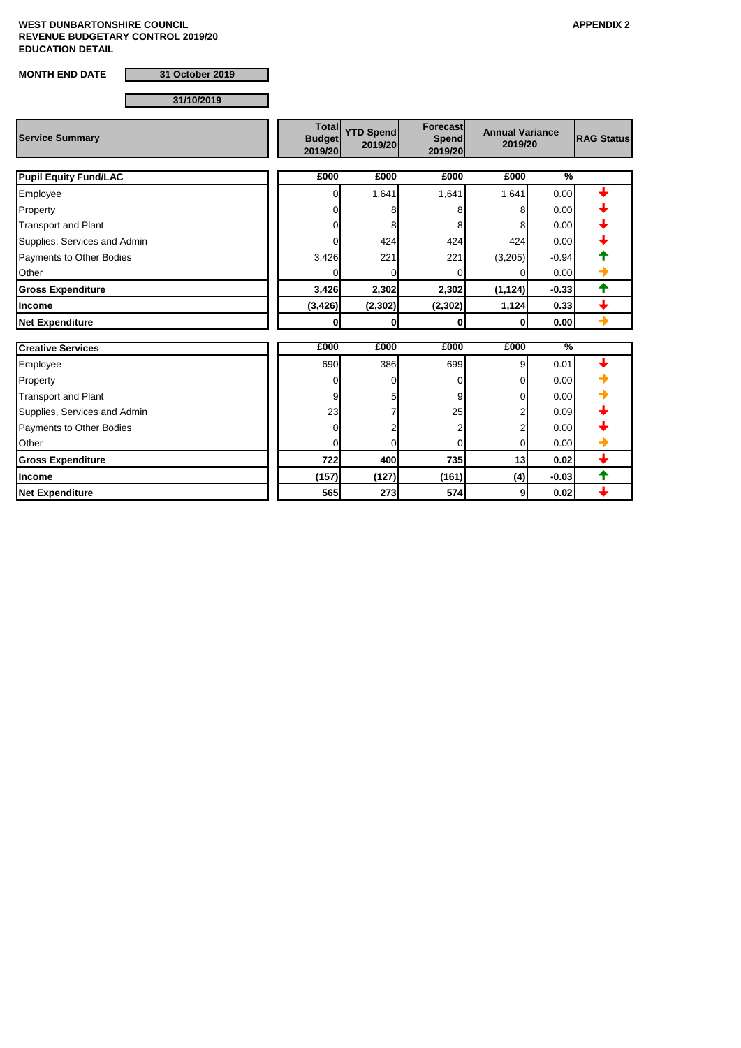**WEST DUNBARTONSHIRE COUNCIL**
**REVENUE BUDGETARY CONTROL 2019/20**
**EDUCATION DETAIL**

**APPENDIX 2**

**MONTH END DATE** 31 October 2019

31/10/2019

| Service Summary | Total Budget 2019/20 | YTD Spend 2019/20 | Forecast Spend 2019/20 | Annual Variance 2019/20 | | RAG Status |
|---|---|---|---|---|---|---|
| **Pupil Equity Fund/LAC** | £000 | £000 | £000 | £000 | % | |
| Employee | 0 | 1,641 | 1,641 | 1,641 | 0.00 | ↓ |
| Property | 0 | 8 | 8 | 8 | 0.00 | ↓ |
| Transport and Plant | 0 | 8 | 8 | 8 | 0.00 | ↓ |
| Supplies, Services and Admin | 0 | 424 | 424 | 424 | 0.00 | ↓ |
| Payments to Other Bodies | 3,426 | 221 | 221 | (3,205) | -0.94 | ↑ |
| Other | 0 | 0 | 0 | 0 | 0.00 | → |
| **Gross Expenditure** | **3,426** | **2,302** | **2,302** | **(1,124)** | **-0.33** | ↑ |
| **Income** | **(3,426)** | **(2,302)** | **(2,302)** | **1,124** | **0.33** | ↓ |
| **Net Expenditure** | **0** | **0** | **0** | **0** | **0.00** | → |
| **Creative Services** | £000 | £000 | £000 | £000 | % | |
| Employee | 690 | 386 | 699 | 9 | 0.01 | ↓ |
| Property | 0 | 0 | 0 | 0 | 0.00 | → |
| Transport and Plant | 9 | 5 | 9 | 0 | 0.00 | → |
| Supplies, Services and Admin | 23 | 7 | 25 | 2 | 0.09 | ↓ |
| Payments to Other Bodies | 0 | 2 | 2 | 2 | 0.00 | ↓ |
| Other | 0 | 0 | 0 | 0 | 0.00 | → |
| **Gross Expenditure** | **722** | **400** | **735** | **13** | **0.02** | ↓ |
| **Income** | **(157)** | **(127)** | **(161)** | **(4)** | **-0.03** | ↑ |
| **Net Expenditure** | **565** | **273** | **574** | **9** | **0.02** | ↓ |